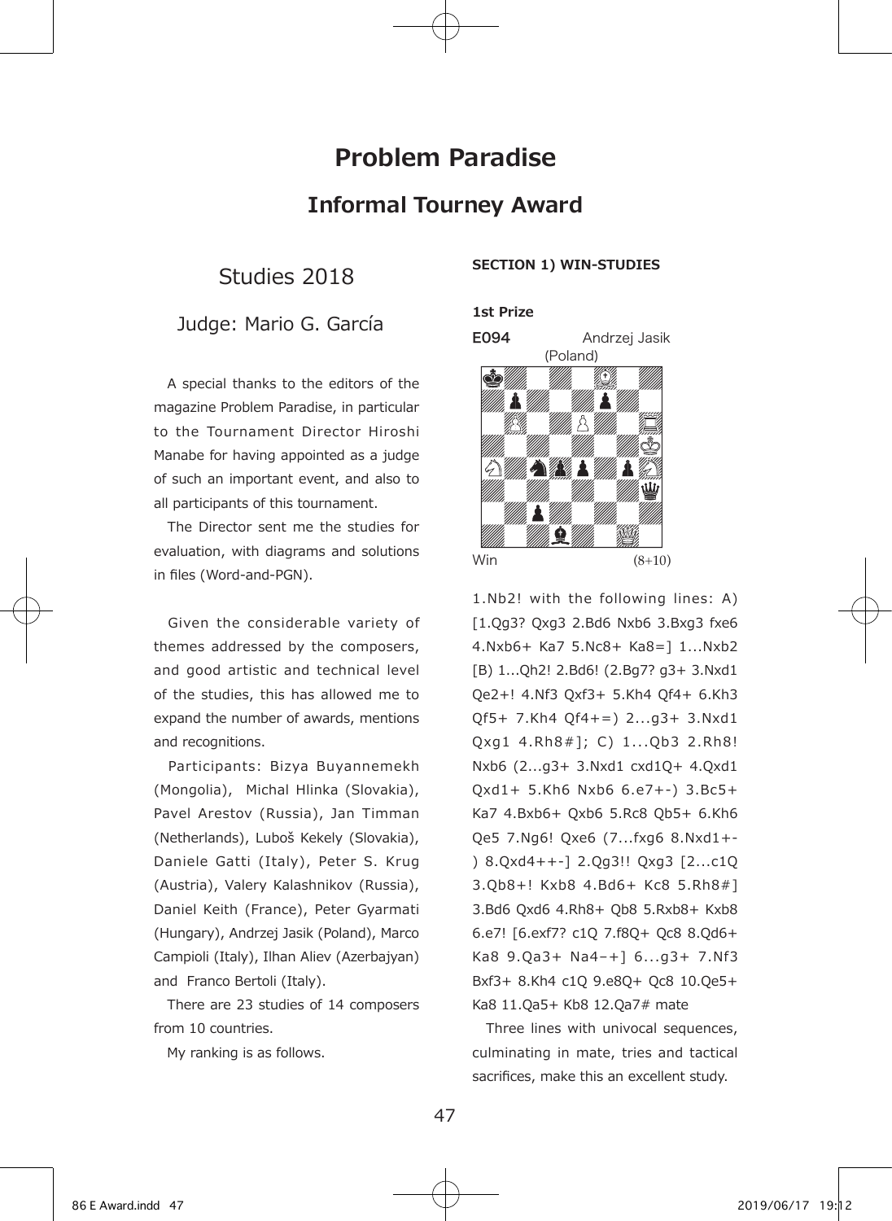# Problem Paradise

## Informal Tourney Award

## Studies 2018

### Judge: Mario G. García

A special thanks to the editors of the magazine Problem Paradise, in particular to the Tournament Director Hiroshi Manabe for having appointed as a judge of such an important event, and also to all participants of this tournament.

The Director sent me the studies for evaluation, with diagrams and solutions in files (Word-and-PGN).

Given the considerable variety of themes addressed by the composers, and good artistic and technical level of the studies, this has allowed me to expand the number of awards, mentions and recognitions.

Participants: Bizya Buyannemekh (Mongolia), Michal Hlinka (Slovakia), Pavel Arestov (Russia), Jan Timman (Netherlands), Luboš Kekely (Slovakia), Daniele Gatti (Italy), Peter S. Krug (Austria), Valery Kalashnikov (Russia), Daniel Keith (France), Peter Gyarmati (Hungary), Andrzej Jasik (Poland), Marco Campioli (Italy), Ilhan Aliev (Azerbajyan) and Franco Bertoli (Italy).

There are 23 studies of 14 composers from 10 countries.

My ranking is as follows.

**SECTION 1) WIN-STUDIES**

**1st Prize**

**E094** Andrzej Jasik (Poland)

Win (8+10)

1.Nb2! with the following lines: A) [1.Qg3? Qxg3 2.Bd6 Nxb6 3.Bxg3 fxe6 4.Nxb6+ Ka7 5.Nc8+ Ka8=] 1...Nxb2 [B) 1...Qh2! 2.Bd6! (2.Bg7? g3+ 3.Nxd1 Qe2+! 4.Nf3 Qxf3+ 5.Kh4 Qf4+ 6.Kh3 Qf5+ 7.Kh4 Qf4+=) 2...g3+ 3.Nxd1 Qxg1 4.Rh8#]; C) 1...Qb3 2.Rh8! Nxb6 (2...g3+ 3.Nxd1 cxd1Q+ 4.Qxd1 Qxd1+ 5.Kh6 Nxb6 6.e7+-) 3.Bc5+ Ka7 4.Bxb6+ Qxb6 5.Rc8 Qb5+ 6.Kh6 Qe5 7.Ng6! Qxe6 (7...fxg6 8.Nxd1+-) 8.Qxd4++-] 2.Qg3!! Qxg3 [2...c1Q 3.Qb8+! Kxb8 4.Bd6+ Kc8 5.Rh8#] 3.Bd6 Qxd6 4.Rh8+ Qb8 5.Rxb8+ Kxb8 6.e7! [6.exf7? c1Q 7.f8Q+ Qc8 8.Qd6+ Ka8 9.Qa3+ Na4–+] 6...g3+ 7.Nf3 Bxf3+ 8.Kh4 c1Q 9.e8Q+ Qc8 10.Qe5+ Ka8 11.Qa5+ Kb8 12.Qa7# mate

Three lines with univocal sequences, culminating in mate, tries and tactical sacrifices, make this an excellent study.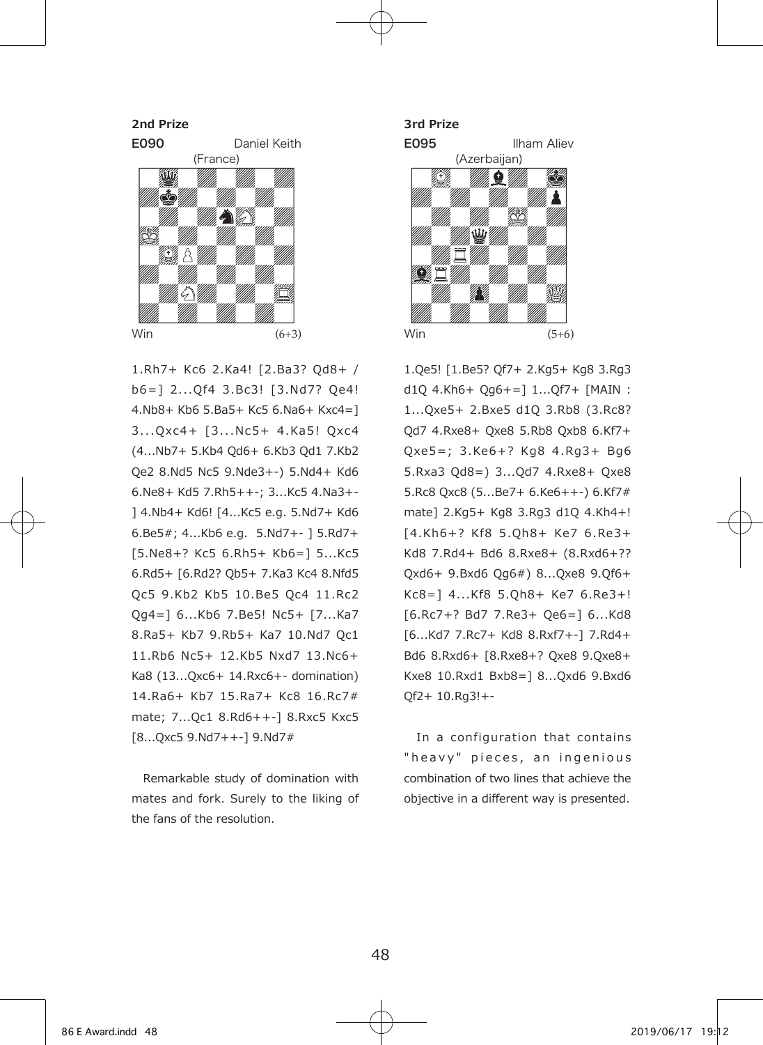**2nd Prize**

**E090** Daniel Keith
(France)

Win (6+3)

1.Rh7+ Kc6 2.Ka4! [2.Ba3? Qd8+ / b6=] 2...Qf4 3.Bc3! [3.Nd7? Qe4! 4.Nb8+ Kb6 5.Ba5+ Kc5 6.Na6+ Kxc4=] 3...Qxc4+ [3...Nc5+ 4.Ka5! Qxc4 (4...Nb7+ 5.Kb4 Qd6+ 6.Kb3 Qd1 7.Kb2 Qe2 8.Nd5 Nc5 9.Nde3+-) 5.Nd4+ Kd6 6.Ne8+ Kd5 7.Rh5++-; 3...Kc5 4.Na3+-] 4.Nb4+ Kd6! [4...Kc5 e.g. 5.Nd7+ Kd6 6.Be5#; 4...Kb6 e.g. 5.Nd7+- ] 5.Rd7+ [5.Ne8+? Kc5 6.Rh5+ Kb6=] 5...Kc5 6.Rd5+ [6.Rd2? Qb5+ 7.Ka3 Kc4 8.Nfd5 Qc5 9.Kb2 Kb5 10.Be5 Qc4 11.Rc2 Qg4=] 6...Kb6 7.Be5! Nc5+ [7...Ka7 8.Ra5+ Kb7 9.Rb5+ Ka7 10.Nd7 Qc1 11.Rb6 Nc5+ 12.Kb5 Nxd7 13.Nc6+ Ka8 (13...Qxc6+ 14.Rxc6+- domination) 14.Ra6+ Kb7 15.Ra7+ Kc8 16.Rc7# mate; 7...Qc1 8.Rd6++-] 8.Rxc5 Kxc5 [8...Qxc5 9.Nd7++-] 9.Nd7#

Remarkable study of domination with mates and fork. Surely to the liking of the fans of the resolution.

**3rd Prize**

**E095** Ilham Aliev
(Azerbaijan)

Win (5+6)

1.Qe5! [1.Be5? Qf7+ 2.Kg5+ Kg8 3.Rg3 d1Q 4.Kh6+ Qg6+=] 1...Qf7+ [MAIN : 1...Qxe5+ 2.Bxe5 d1Q 3.Rb8 (3.Rc8? Qd7 4.Rxe8+ Qxe8 5.Rb8 Qxb8 6.Kf7+ Qxe5=; 3.Ke6+? Kg8 4.Rg3+ Bg6 5.Rxa3 Qd8=) 3...Qd7 4.Rxe8+ Qxe8 5.Rc8 Qxc8 (5...Be7+ 6.Ke6++-) 6.Kf7# mate] 2.Kg5+ Kg8 3.Rg3 d1Q 4.Kh4+! [4.Kh6+? Kf8 5.Qh8+ Ke7 6.Re3+ Kd8 7.Rd4+ Bd6 8.Rxe8+ (8.Rxd6+?? Qxd6+ 9.Bxd6 Qg6#) 8...Qxe8 9.Qf6+ Kc8=] 4...Kf8 5.Qh8+ Ke7 6.Re3+! [6.Rc7+? Bd7 7.Re3+ Qe6=] 6...Kd8 [6...Kd7 7.Rc7+ Kd8 8.Rxf7+-] 7.Rd4+ Bd6 8.Rxd6+ [8.Rxe8+? Qxe8 9.Qxe8+ Kxe8 10.Rxd1 Bxb8=] 8...Qxd6 9.Bxd6 Qf2+ 10.Rg3!+-

In a configuration that contains "heavy" pieces, an ingenious combination of two lines that achieve the objective in a different way is presented.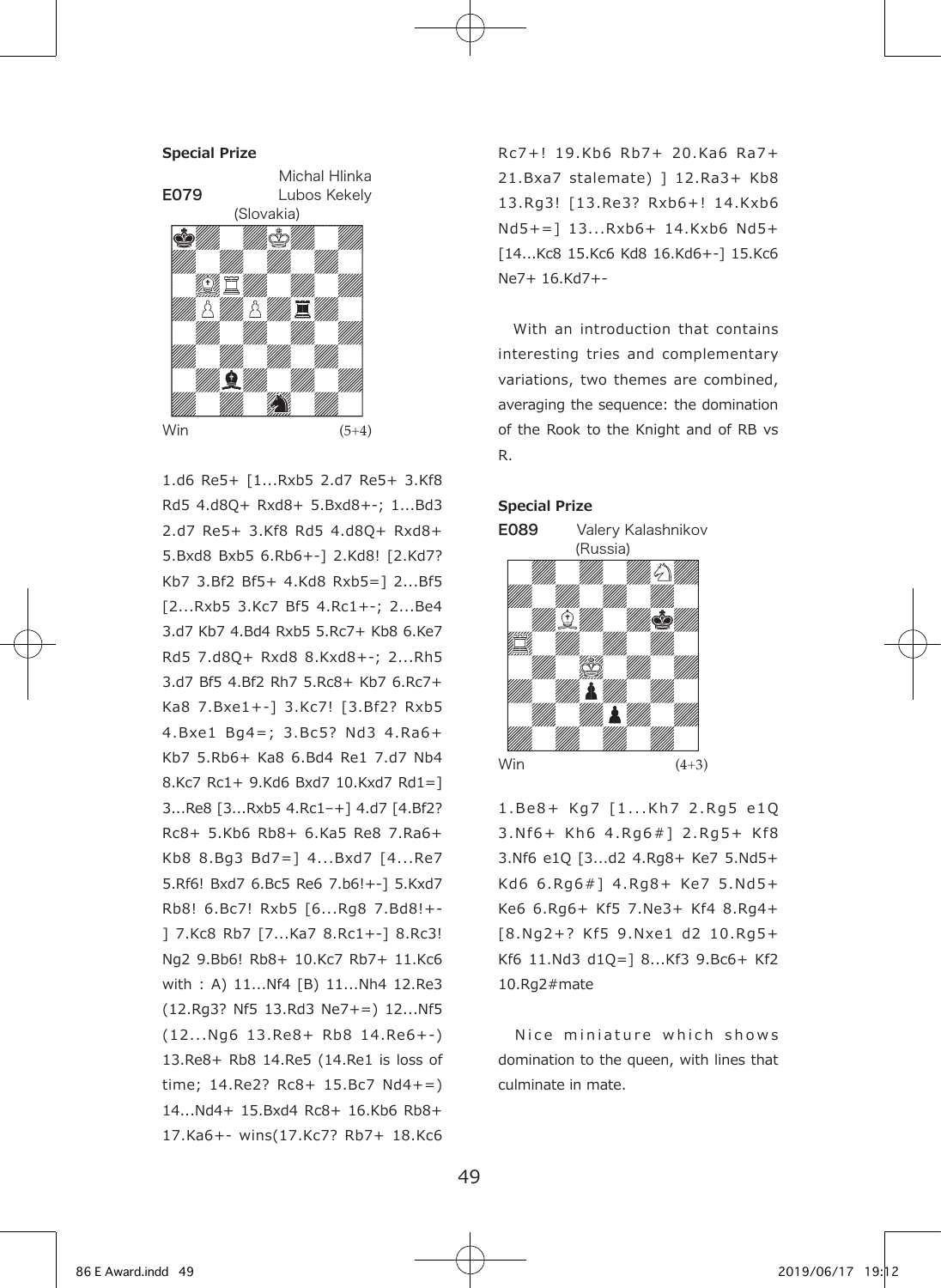**Special Prize**

**E079** Michal Hlinka
Lubos Kekely
(Slovakia)

Win (5+4)

1.d6 Re5+ [1...Rxb5 2.d7 Re5+ 3.Kf8 Rd5 4.d8Q+ Rxd8+ 5.Bxd8+-; 1...Bd3 2.d7 Re5+ 3.Kf8 Rd5 4.d8Q+ Rxd8+ 5.Bxd8 Bxb5 6.Rb6+-] 2.Kd8! [2.Kd7? Kb7 3.Bf2 Bf5+ 4.Kd8 Rxb5=] 2...Bf5 [2...Rxb5 3.Kc7 Bf5 4.Rc1+-; 2...Be4 3.d7 Kb7 4.Bd4 Rxb5 5.Rc7+ Kb8 6.Ke7 Rd5 7.d8Q+ Rxd8 8.Kxd8+-; 2...Rh5 3.d7 Bf5 4.Bf2 Rh7 5.Rc8+ Kb7 6.Rc7+ Ka8 7.Bxe1+-] 3.Kc7! [3.Bf2? Rxb5 4.Bxe1 Bg4=; 3.Bc5? Nd3 4.Ra6+ Kb7 5.Rb6+ Ka8 6.Bd4 Re1 7.d7 Nb4 8.Kc7 Rc1+ 9.Kd6 Bxd7 10.Kxd7 Rd1=] 3...Re8 [3...Rxb5 4.Rc1-+] 4.d7 [4.Bf2? Rc8+ 5.Kb6 Rb8+ 6.Ka5 Re8 7.Ra6+ Kb8 8.Bg3 Bd7=] 4...Bxd7 [4...Re7 5.Rf6! Bxd7 6.Bc5 Re6 7.b6!+-] 5.Kxd7 Rb8! 6.Bc7! Rxb5 [6...Rg8 7.Bd8!+-] 7.Kc8 Rb7 [7...Ka7 8.Rc1+-] 8.Rc3! Ng2 9.Bb6! Rb8+ 10.Kc7 Rb7+ 11.Kc6 with : A) 11...Nf4 [B) 11...Nh4 12.Re3 (12.Rg3? Nf5 13.Rd3 Ne7+=) 12...Nf5 (12...Ng6 13.Re8+ Rb8 14.Re6+-) 13.Re8+ Rb8 14.Re5 (14.Re1 is loss of time; 14.Re2? Rc8+ 15.Bc7 Nd4+=) 14...Nd4+ 15.Bxd4 Rc8+ 16.Kb6 Rb8+ 17.Ka6+- wins(17.Kc7? Rb7+ 18.Kc6 Rc7+! 19.Kb6 Rb7+ 20.Ka6 Ra7+ 21.Bxa7 stalemate) ] 12.Ra3+ Kb8 13.Rg3! [13.Re3? Rxb6+! 14.Kxb6 Nd5+=] 13...Rxb6+ 14.Kxb6 Nd5+ [14...Kc8 15.Kc6 Kd8 16.Kd6+-] 15.Kc6 Ne7+ 16.Kd7+-

With an introduction that contains interesting tries and complementary variations, two themes are combined, averaging the sequence: the domination of the Rook to the Knight and of RB vs R.

**Special Prize**

**E089** Valery Kalashnikov
(Russia)

Win (4+3)

1.Be8+ Kg7 [1...Kh7 2.Rg5 e1Q 3.Nf6+ Kh6 4.Rg6#] 2.Rg5+ Kf8 3.Nf6 e1Q [3...d2 4.Rg8+ Ke7 5.Nd5+ Kd6 6.Rg6#] 4.Rg8+ Ke7 5.Nd5+ Ke6 6.Rg6+ Kf5 7.Ne3+ Kf4 8.Rg4+ [8.Ng2+? Kf5 9.Nxe1 d2 10.Rg5+ Kf6 11.Nd3 d1Q=] 8...Kf3 9.Bc6+ Kf2 10.Rg2#mate

Nice miniature which shows domination to the queen, with lines that culminate in mate.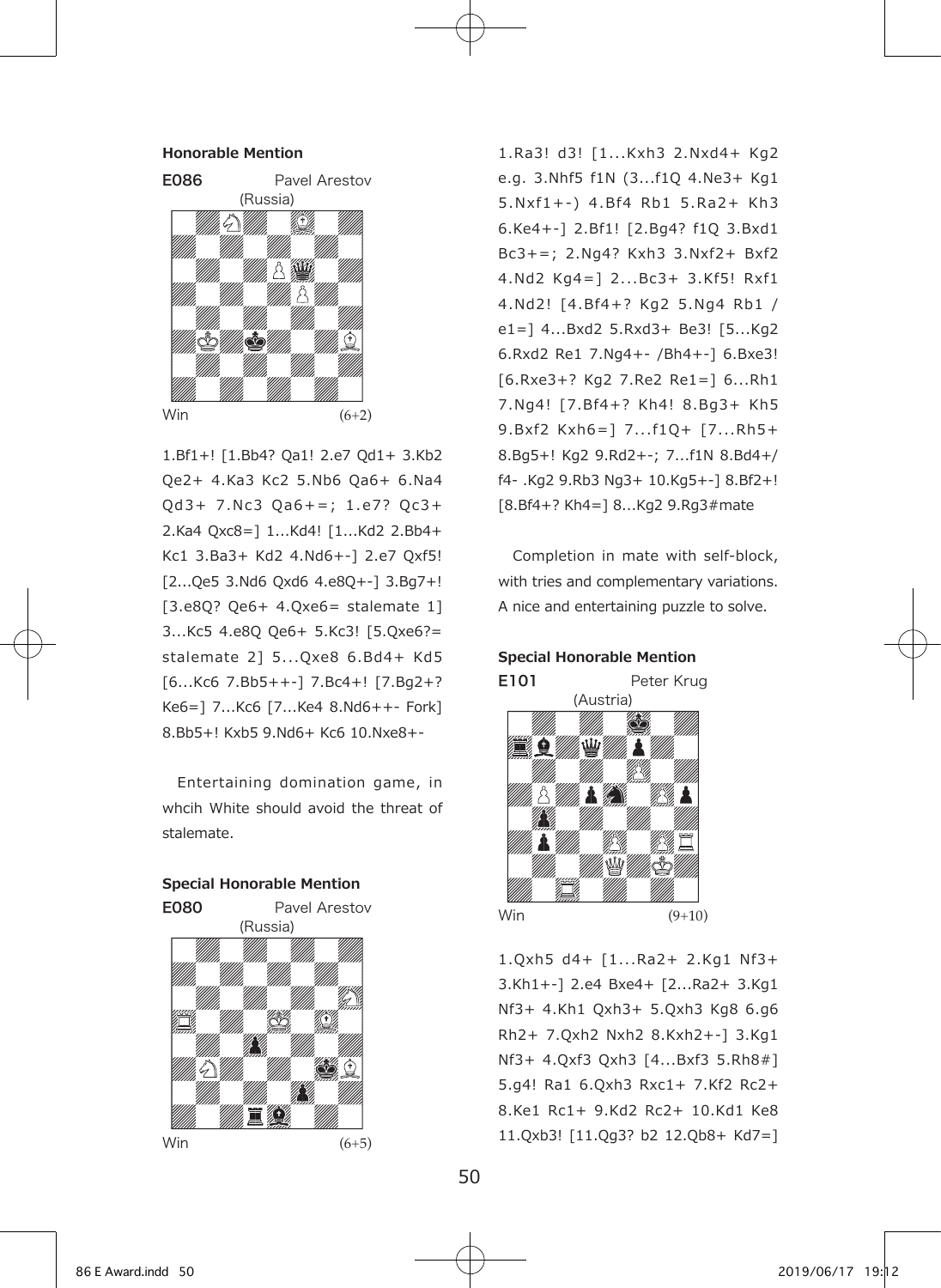**Honorable Mention**

**E086** Pavel Arestov (Russia)

Win (6+2)

1.Bf1+! [1.Bb4? Qa1! 2.e7 Qd1+ 3.Kb2 Qe2+ 4.Ka3 Kc2 5.Nb6 Qa6+ 6.Na4 Qd3+ 7.Nc3 Qa6+=; 1.e7? Qc3+ 2.Ka4 Qxc8=] 1...Kd4! [1...Kd2 2.Bb4+ Kc1 3.Ba3+ Kd2 4.Nd6+-] 2.e7 Qxf5! [2...Qe5 3.Nd6 Qxd6 4.e8Q+-] 3.Bg7+! [3.e8Q? Qe6+ 4.Qxe6= stalemate 1] 3...Kc5 4.e8Q Qe6+ 5.Kc3! [5.Qxe6?= stalemate 2] 5...Qxe8 6.Bd4+ Kd5 [6...Kc6 7.Bb5++-] 7.Bc4+! [7.Bg2+? Ke6=] 7...Kc6 [7...Ke4 8.Nd6++- Fork] 8.Bb5+! Kxb5 9.Nd6+ Kc6 10.Nxe8+-

Entertaining domination game, in whcih White should avoid the threat of stalemate.

**Special Honorable Mention**

**E080** Pavel Arestov (Russia)

Win (6+5)

1.Ra3! d3! [1...Kxh3 2.Nxd4+ Kg2 e.g. 3.Nhf5 f1N (3...f1Q 4.Ne3+ Kg1 5.Nxf1+-) 4.Bf4 Rb1 5.Ra2+ Kh3 6.Ke4+-] 2.Bf1! [2.Bg4? f1Q 3.Bxd1 Bc3+=; 2.Ng4? Kxh3 3.Nxf2+ Bxf2 4.Nd2 Kg4=] 2...Bc3+ 3.Kf5! Rxf1 4.Nd2! [4.Bf4+? Kg2 5.Ng4 Rb1 / e1=] 4...Bxd2 5.Rxd3+ Be3! [5...Kg2 6.Rxd2 Re1 7.Ng4+- /Bh4+-] 6.Bxe3! [6.Rxe3+? Kg2 7.Re2 Re1=] 6...Rh1 7.Ng4! [7.Bf4+? Kh4! 8.Bg3+ Kh5 9.Bxf2 Kxh6=] 7...f1Q+ [7...Rh5+ 8.Bg5+! Kg2 9.Rd2+-; 7...f1N 8.Bd4+/ f4- .Kg2 9.Rb3 Ng3+ 10.Kg5+-] 8.Bf2+! [8.Bf4+? Kh4=] 8...Kg2 9.Rg3#mate

Completion in mate with self-block, with tries and complementary variations. A nice and entertaining puzzle to solve.

**Special Honorable Mention**

**E101** Peter Krug (Austria)

Win (9+10)

1.Qxh5 d4+ [1...Ra2+ 2.Kg1 Nf3+ 3.Kh1+-] 2.e4 Bxe4+ [2...Ra2+ 3.Kg1 Nf3+ 4.Kh1 Qxh3+ 5.Qxh3 Kg8 6.g6 Rh2+ 7.Qxh2 Nxh2 8.Kxh2+-] 3.Kg1 Nf3+ 4.Qxf3 Qxh3 [4...Bxf3 5.Rh8#] 5.g4! Ra1 6.Qxh3 Rxc1+ 7.Kf2 Rc2+ 8.Ke1 Rc1+ 9.Kd2 Rc2+ 10.Kd1 Ke8 11.Qxb3! [11.Qg3? b2 12.Qb8+ Kd7=]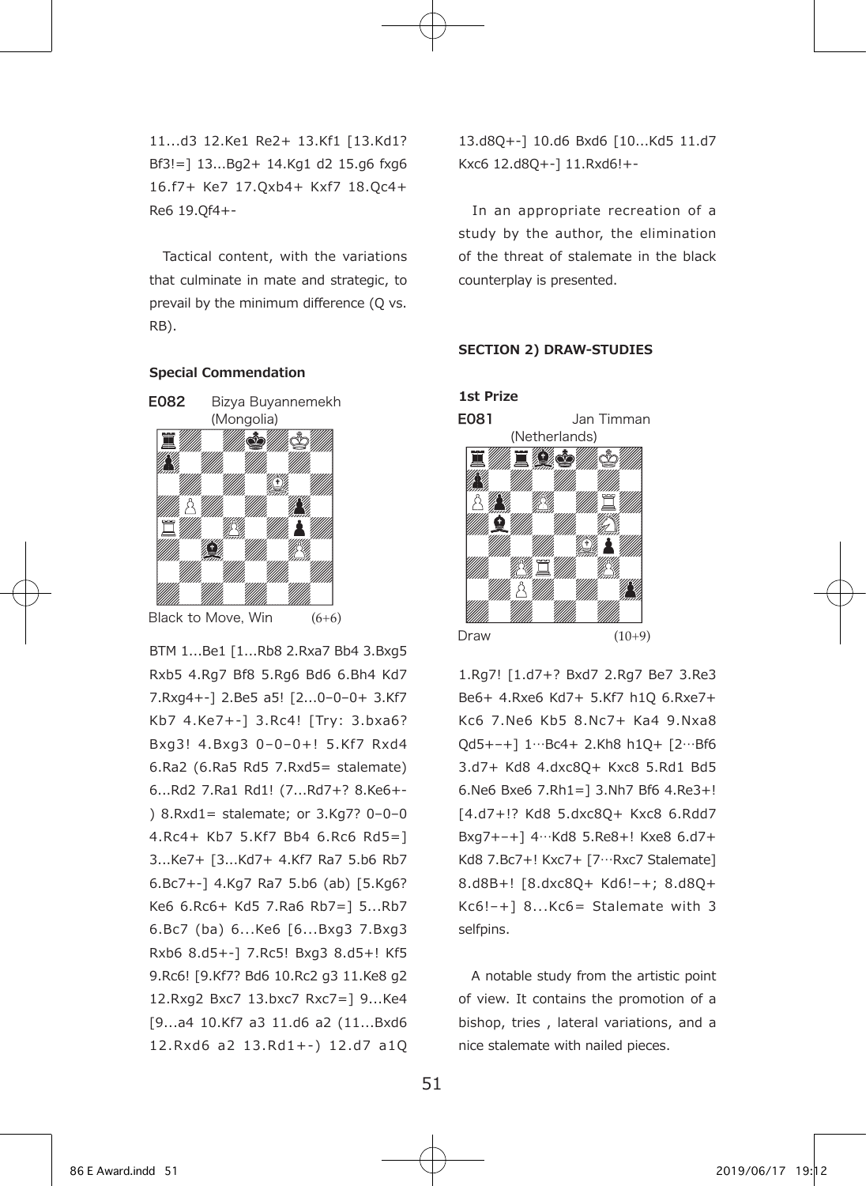11...d3 12.Ke1 Re2+ 13.Kf1 [13.Kd1? Bf3!=] 13...Bg2+ 14.Kg1 d2 15.g6 fxg6 16.f7+ Ke7 17.Qxb4+ Kxf7 18.Qc4+ Re6 19.Qf4+-

Tactical content, with the variations that culminate in mate and strategic, to prevail by the minimum difference (Q vs. RB).

**Special Commendation**

**E082** Bizya Buyannemekh (Mongolia)

Black to Move, Win (6+6)

BTM 1...Be1 [1...Rb8 2.Rxa7 Bb4 3.Bxg5 Rxb5 4.Rg7 Bf8 5.Rg6 Bd6 6.Bh4 Kd7 7.Rxg4+-] 2.Be5 a5! [2...0–0–0+ 3.Kf7 Kb7 4.Ke7+-] 3.Rc4! [Try: 3.bxa6? Bxg3! 4.Bxg3 0–0–0+! 5.Kf7 Rxd4 6.Ra2 (6.Ra5 Rd5 7.Rxd5= stalemate) 6...Rd2 7.Ra1 Rd1! (7...Rd7+? 8.Ke6+-) 8.Rxd1= stalemate; or 3.Kg7? 0–0–0 4.Rc4+ Kb7 5.Kf7 Bb4 6.Rc6 Rd5=] 3...Ke7+ [3...Kd7+ 4.Kf7 Ra7 5.b6 Rb7 6.Bc7+-] 4.Kg7 Ra7 5.b6 (ab) [5.Kg6? Ke6 6.Rc6+ Kd5 7.Ra6 Rb7=] 5...Rb7 6.Bc7 (ba) 6...Ke6 [6...Bxg3 7.Bxg3 Rxb6 8.d5+-] 7.Rc5! Bxg3 8.d5+! Kf5 9.Rc6! [9.Kf7? Bd6 10.Rc2 g3 11.Ke8 g2 12.Rxg2 Bxc7 13.bxc7 Rxc7=] 9...Ke4 [9...a4 10.Kf7 a3 11.d6 a2 (11...Bxd6 12.Rxd6 a2 13.Rd1+-) 12.d7 a1Q 13.d8Q+-] 10.d6 Bxd6 [10...Kd5 11.d7 Kxc6 12.d8Q+-] 11.Rxd6!+-

In an appropriate recreation of a study by the author, the elimination of the threat of stalemate in the black counterplay is presented.

**SECTION 2) DRAW-STUDIES**

**1st Prize**

**E081** Jan Timman (Netherlands)

Draw (10+9)

1.Rg7! [1.d7+? Bxd7 2.Rg7 Be7 3.Re3 Be6+ 4.Rxe6 Kd7+ 5.Kf7 h1Q 6.Rxe7+ Kc6 7.Ne6 Kb5 8.Nc7+ Ka4 9.Nxa8 Qd5+–+] 1…Bc4+ 2.Kh8 h1Q+ [2…Bf6 3.d7+ Kd8 4.dxc8Q+ Kxc8 5.Rd1 Bd5 6.Ne6 Bxe6 7.Rh1=] 3.Nh7 Bf6 4.Re3+! [4.d7+!? Kd8 5.dxc8Q+ Kxc8 6.Rdd7 Bxg7+–+] 4…Kd8 5.Re8+! Kxe8 6.d7+ Kd8 7.Bc7+! Kxc7+ [7…Rxc7 Stalemate] 8.d8B+! [8.dxc8Q+ Kd6!–+; 8.d8Q+ Kc6!–+] 8...Kc6= Stalemate with 3 selfpins.

A notable study from the artistic point of view. It contains the promotion of a bishop, tries , lateral variations, and a nice stalemate with nailed pieces.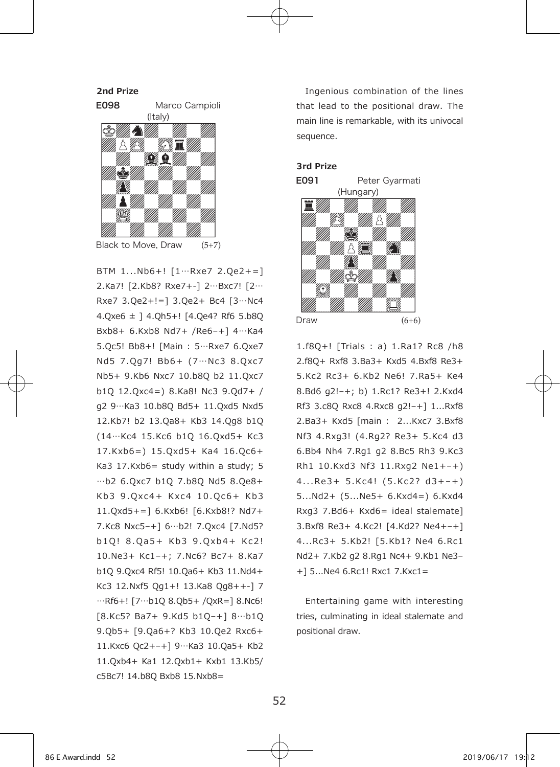**2nd Prize**

**E098** Marco Campioli (Italy)

Black to Move, Draw (5+7)

BTM 1...Nb6+! [1…Rxe7 2.Qe2+=] 2.Ka7! [2.Kb8? Rxe7+-] 2…Bxc7! [2…Rxe7 3.Qe2+!=] 3.Qe2+ Bc4 [3…Nc4 4.Qxe6 ± ] 4.Qh5+! [4.Qe4? Rf6 5.b8Q Bxb8+ 6.Kxb8 Nd7+ /Re6–+] 4…Ka4 5.Qc5! Bb8+! [Main : 5…Rxe7 6.Qxe7 Nd5 7.Qg7! Bb6+ (7…Nc3 8.Qxc7 Nb5+ 9.Kb6 Nxc7 10.b8Q b2 11.Qxc7 b1Q 12.Qxc4=) 8.Ka8! Nc3 9.Qd7+ / g2 9…Ka3 10.b8Q Bd5+ 11.Qxd5 Nxd5 12.Kb7! b2 13.Qa8+ Kb3 14.Qg8 b1Q (14…Kc4 15.Kc6 b1Q 16.Qxd5+ Kc3 17.Kxb6=) 15.Qxd5+ Ka4 16.Qc6+ Ka3 17.Kxb6= study within a study; 5 …b2 6.Qxc7 b1Q 7.b8Q Nd5 8.Qe8+ Kb3 9.Qxc4+ Kxc4 10.Qc6+ Kb3 11.Qxd5+=] 6.Kxb6! [6.Kxb8!? Nd7+ 7.Kc8 Nxc5–+] 6…b2! 7.Qxc4 [7.Nd5? b1Q! 8.Qa5+ Kb3 9.Qxb4+ Kc2! 10.Ne3+ Kc1–+; 7.Nc6? Bc7+ 8.Ka7 b1Q 9.Qxc4 Rf5! 10.Qa6+ Kb3 11.Nd4+ Kc3 12.Nxf5 Qg1+! 13.Ka8 Qg8++-] 7 …Rf6+! [7…b1Q 8.Qb5+ /QxR=] 8.Nc6! [8.Kc5? Ba7+ 9.Kd5 b1Q–+] 8…b1Q 9.Qb5+ [9.Qa6+? Kb3 10.Qe2 Rxc6+ 11.Kxc6 Qc2+–+] 9…Ka3 10.Qa5+ Kb2 11.Qxb4+ Ka1 12.Qxb1+ Kxb1 13.Kb5/ c5Bc7! 14.b8Q Bxb8 15.Nxb8=

Ingenious combination of the lines that lead to the positional draw. The main line is remarkable, with its univocal sequence.

**3rd Prize**

**E091** Peter Gyarmati (Hungary)

Draw (6+6)

1.f8Q+! [Trials : a) 1.Ra1? Rc8 /h8 2.f8Q+ Rxf8 3.Ba3+ Kxd5 4.Bxf8 Re3+ 5.Kc2 Rc3+ 6.Kb2 Ne6! 7.Ra5+ Ke4 8.Bd6 g2!–+; b) 1.Rc1? Re3+! 2.Kxd4 Rf3 3.c8Q Rxc8 4.Rxc8 g2!–+] 1...Rxf8 2.Ba3+ Kxd5 [main : 2...Kxc7 3.Bxf8 Nf3 4.Rxg3! (4.Rg2? Re3+ 5.Kc4 d3 6.Bb4 Nh4 7.Rg1 g2 8.Bc5 Rh3 9.Kc3 Rh1 10.Kxd3 Nf3 11.Rxg2 Ne1+–+) 4...Re3+ 5.Kc4! (5.Kc2? d3+–+) 5...Nd2+ (5...Ne5+ 6.Kxd4=) 6.Kxd4 Rxg3 7.Bd6+ Kxd6= ideal stalemate] 3.Bxf8 Re3+ 4.Kc2! [4.Kd2? Ne4+–+] 4...Rc3+ 5.Kb2! [5.Kb1? Ne4 6.Rc1 Nd2+ 7.Kb2 g2 8.Rg1 Nc4+ 9.Kb1 Ne3–+] 5...Ne4 6.Rc1! Rxc1 7.Kxc1=

Entertaining game with interesting tries, culminating in ideal stalemate and positional draw.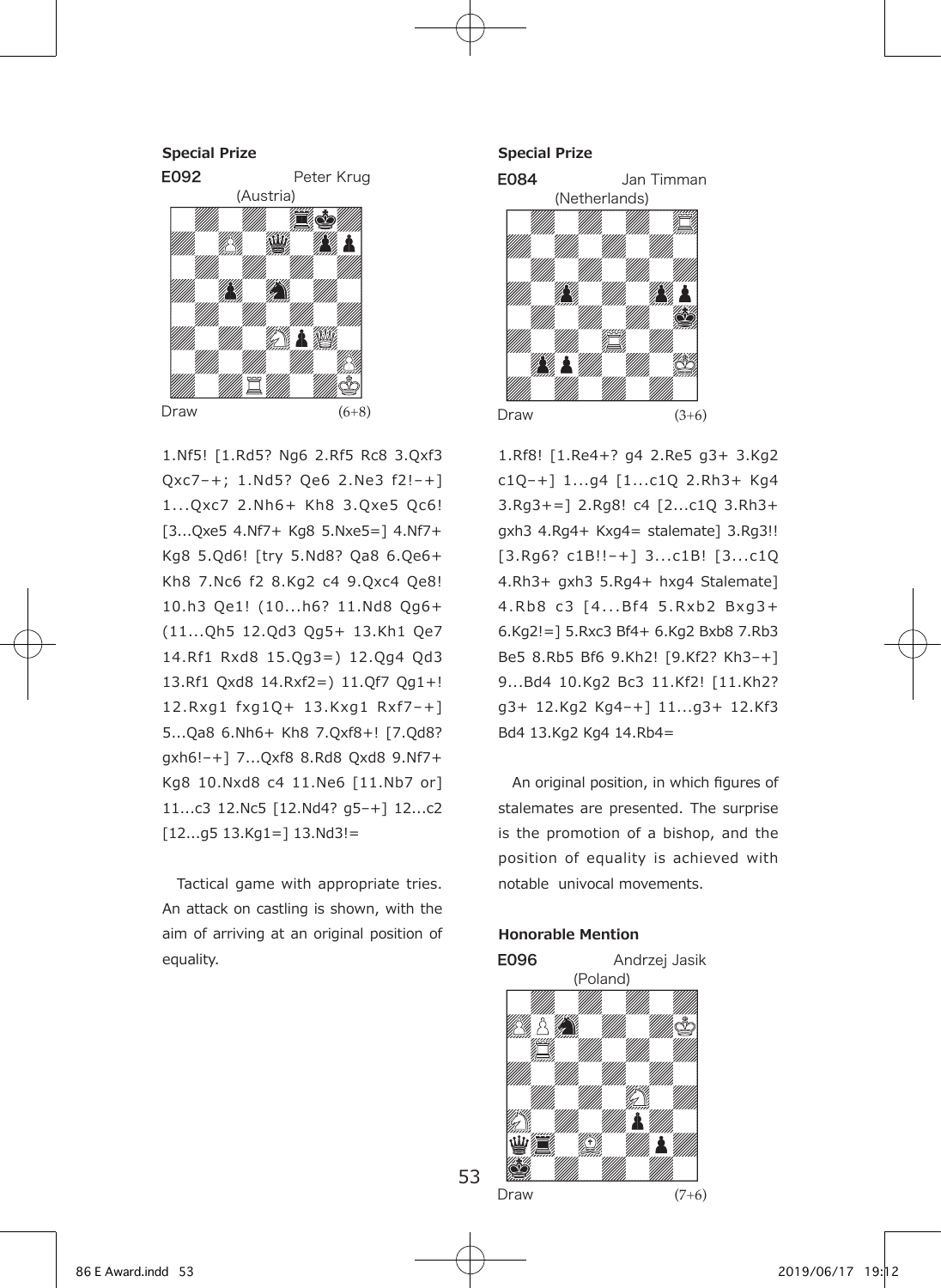**Special Prize**

**E092** Peter Krug
(Austria)

Draw (6+8)

1.Nf5! [1.Rd5? Ng6 2.Rf5 Rc8 3.Qxf3 Qxc7–+; 1.Nd5? Qe6 2.Ne3 f2!–+] 1...Qxc7 2.Nh6+ Kh8 3.Qxe5 Qc6! [3...Qxe5 4.Nf7+ Kg8 5.Nxe5=] 4.Nf7+ Kg8 5.Qd6! [try 5.Nd8? Qa8 6.Qe6+ Kh8 7.Nc6 f2 8.Kg2 c4 9.Qxc4 Qe8! 10.h3 Qe1! (10...h6? 11.Nd8 Qg6+ (11...Qh5 12.Qd3 Qg5+ 13.Kh1 Qe7 14.Rf1 Rxd8 15.Qg3=) 12.Qg4 Qd3 13.Rf1 Qxd8 14.Rxf2=) 11.Qf7 Qg1+! 12.Rxg1 fxg1Q+ 13.Kxg1 Rxf7–+] 5...Qa8 6.Nh6+ Kh8 7.Qxf8+! [7.Qd8? gxh6!–+] 7...Qxf8 8.Rd8 Qxd8 9.Nf7+ Kg8 10.Nxd8 c4 11.Ne6 [11.Nb7 or] 11...c3 12.Nc5 [12.Nd4? g5–+] 12...c2 [12...g5 13.Kg1=] 13.Nd3!=

Tactical game with appropriate tries. An attack on castling is shown, with the aim of arriving at an original position of equality.

**Special Prize**

**E084** Jan Timman
(Netherlands)

Draw (3+6)

1.Rf8! [1.Re4+? g4 2.Re5 g3+ 3.Kg2 c1Q–+] 1...g4 [1...c1Q 2.Rh3+ Kg4 3.Rg3+=] 2.Rg8! c4 [2...c1Q 3.Rh3+ gxh3 4.Rg4+ Kxg4= stalemate] 3.Rg3!! [3.Rg6? c1B!!–+] 3...c1B! [3...c1Q 4.Rh3+ gxh3 5.Rg4+ hxg4 Stalemate] 4.Rb8 c3 [4...Bf4 5.Rxb2 Bxg3+ 6.Kg2!=] 5.Rxc3 Bf4+ 6.Kg2 Bxb8 7.Rb3 Be5 8.Rb5 Bf6 9.Kh2! [9.Kf2? Kh3–+] 9...Bd4 10.Kg2 Bc3 11.Kf2! [11.Kh2? g3+ 12.Kg2 Kg4–+] 11...g3+ 12.Kf3 Bd4 13.Kg2 Kg4 14.Rb4=

An original position, in which figures of stalemates are presented. The surprise is the promotion of a bishop, and the position of equality is achieved with notable univocal movements.

**Honorable Mention**

**E096** Andrzej Jasik
(Poland)

Draw (7+6)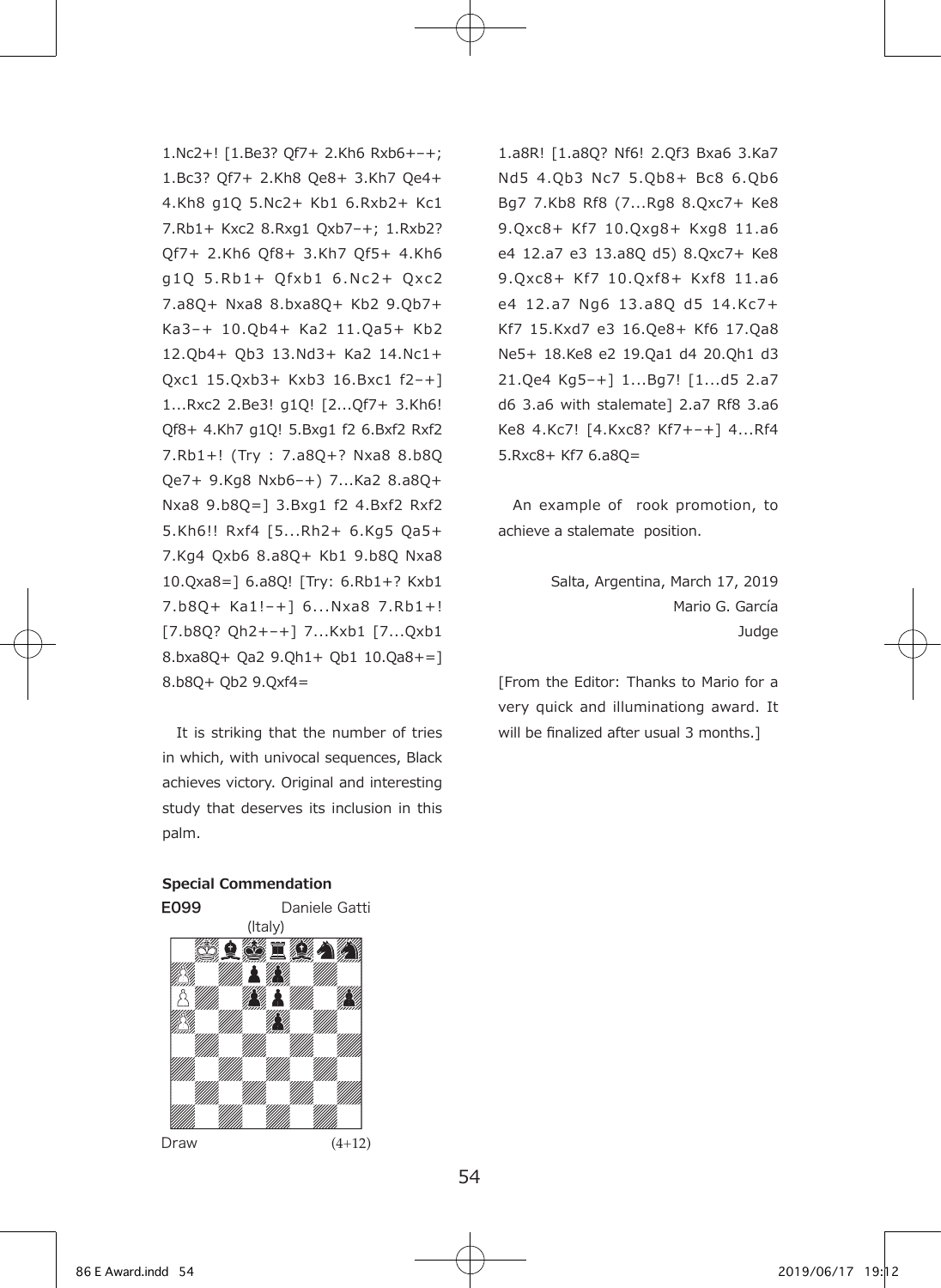1.Nc2+! [1.Be3? Qf7+ 2.Kh6 Rxb6+–+; 1.Bc3? Qf7+ 2.Kh8 Qe8+ 3.Kh7 Qe4+ 4.Kh8 g1Q 5.Nc2+ Kb1 6.Rxb2+ Kc1 7.Rb1+ Kxc2 8.Rxg1 Qxb7–+; 1.Rxb2? Qf7+ 2.Kh6 Qf8+ 3.Kh7 Qf5+ 4.Kh6 g1Q 5.Rb1+ Qfxb1 6.Nc2+ Qxc2 7.a8Q+ Nxa8 8.bxa8Q+ Kb2 9.Qb7+ Ka3–+ 10.Qb4+ Ka2 11.Qa5+ Kb2 12.Qb4+ Qb3 13.Nd3+ Ka2 14.Nc1+ Qxc1 15.Qxb3+ Kxb3 16.Bxc1 f2–+] 1...Rxc2 2.Be3! g1Q! [2...Qf7+ 3.Kh6! Qf8+ 4.Kh7 g1Q! 5.Bxg1 f2 6.Bxf2 Rxf2 7.Rb1+! (Try : 7.a8Q+? Nxa8 8.b8Q Qe7+ 9.Kg8 Nxb6–+) 7...Ka2 8.a8Q+ Nxa8 9.b8Q=] 3.Bxg1 f2 4.Bxf2 Rxf2 5.Kh6!! Rxf4 [5...Rh2+ 6.Kg5 Qa5+ 7.Kg4 Qxb6 8.a8Q+ Kb1 9.b8Q Nxa8 10.Qxa8=] 6.a8Q! [Try: 6.Rb1+? Kxb1 7.b8Q+ Ka1!–+] 6...Nxa8 7.Rb1+! [7.b8Q? Qh2+–+] 7...Kxb1 [7...Qxb1 8.bxa8Q+ Qa2 9.Qh1+ Qb1 10.Qa8+=] 8.b8Q+ Qb2 9.Qxf4=

It is striking that the number of tries in which, with univocal sequences, Black achieves victory. Original and interesting study that deserves its inclusion in this palm.

**Special Commendation**

**E099** Daniele Gatti (Italy)

Draw (4+12)

1.a8R! [1.a8Q? Nf6! 2.Qf3 Bxa6 3.Ka7 Nd5 4.Qb3 Nc7 5.Qb8+ Bc8 6.Qb6 Bg7 7.Kb8 Rf8 (7...Rg8 8.Qxc7+ Ke8 9.Qxc8+ Kf7 10.Qxg8+ Kxg8 11.a6 e4 12.a7 e3 13.a8Q d5) 8.Qxc7+ Ke8 9.Qxc8+ Kf7 10.Qxf8+ Kxf8 11.a6 e4 12.a7 Ng6 13.a8Q d5 14.Kc7+ Kf7 15.Kxd7 e3 16.Qe8+ Kf6 17.Qa8 Ne5+ 18.Ke8 e2 19.Qa1 d4 20.Qh1 d3 21.Qe4 Kg5–+] 1...Bg7! [1...d5 2.a7 d6 3.a6 with stalemate] 2.a7 Rf8 3.a6 Ke8 4.Kc7! [4.Kxc8? Kf7+–+] 4...Rf4 5.Rxc8+ Kf7 6.a8Q=

An example of rook promotion, to achieve a stalemate position.

Salta, Argentina, March 17, 2019
Mario G. García
Judge

[From the Editor: Thanks to Mario for a very quick and illuminationg award. It will be finalized after usual 3 months.]